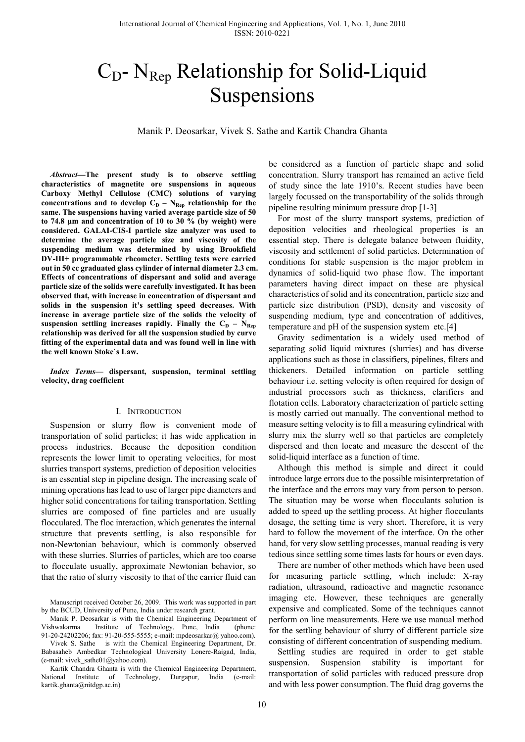# $C_D$- $N_{Rep}$ Relationship for Solid-Liquid Suspensions

Manik P. Deosarkar, Vivek S. Sathe and Kartik Chandra Ghanta

***Abstract*—The present study is to observe settling characteristics of magnetite ore suspensions in aqueous Carboxy Methyl Cellulose (CMC) solutions of varying concentrations and to develop $C_D$ – $N_{Rep}$ relationship for the same. The suspensions having varied average particle size of 50 to 74.8 µm and concentration of 10 to 30 % (by weight) were considered. GALAI-CIS-I particle size analyzer was used to determine the average particle size and viscosity of the suspending medium was determined by using Brookfield DV-III+ programmable rheometer. Settling tests were carried out in 50 cc graduated glass cylinder of internal diameter 2.3 cm. Effects of concentrations of dispersant and solid and average particle size of the solids were carefully investigated. It has been observed that, with increase in concentration of dispersant and solids in the suspension it's settling speed decreases. With increase in average particle size of the solids the velocity of suspension settling increases rapidly. Finally the $C_D$ – $N_{Rep}$ relationship was derived for all the suspension studied by curve fitting of the experimental data and was found well in line with the well known Stoke`s Law.**

***Index Terms*— dispersant, suspension, terminal settling velocity, drag coefficient**

## I. Introduction

Suspension or slurry flow is convenient mode of transportation of solid particles; it has wide application in process industries. Because the deposition condition represents the lower limit to operating velocities, for most slurries transport systems, prediction of deposition velocities is an essential step in pipeline design. The increasing scale of mining operations has lead to use of larger pipe diameters and higher solid concentrations for tailing transportation. Settling slurries are composed of fine particles and are usually flocculated. The floc interaction, which generates the internal structure that prevents settling, is also responsible for non-Newtonian behaviour, which is commonly observed with these slurries. Slurries of particles, which are too coarse to flocculate usually, approximate Newtonian behavior, so that the ratio of slurry viscosity to that of the carrier fluid can be considered as a function of particle shape and solid concentration. Slurry transport has remained an active field of study since the late 1910's. Recent studies have been largely focussed on the transportability of the solids through pipeline resulting minimum pressure drop [1-3]

For most of the slurry transport systems, prediction of deposition velocities and rheological properties is an essential step. There is delegate balance between fluidity, viscosity and settlement of solid particles. Determination of conditions for stable suspension is the major problem in dynamics of solid-liquid two phase flow. The important parameters having direct impact on these are physical characteristics of solid and its concentration, particle size and particle size distribution (PSD), density and viscosity of suspending medium, type and concentration of additives, temperature and pH of the suspension system etc.[4]

Gravity sedimentation is a widely used method of separating solid liquid mixtures (slurries) and has diverse applications such as those in classifiers, pipelines, filters and thickeners. Detailed information on particle settling behaviour i.e. setting velocity is often required for design of industrial processors such as thickness, clarifiers and flotation cells. Laboratory characterization of particle setting is mostly carried out manually. The conventional method to measure setting velocity is to fill a measuring cylindrical with slurry mix the slurry well so that particles are completely dispersed and then locate and measure the descent of the solid-liquid interface as a function of time.

Although this method is simple and direct it could introduce large errors due to the possible misinterpretation of the interface and the errors may vary from person to person. The situation may be worse when flocculants solution is added to speed up the settling process. At higher flocculants dosage, the setting time is very short. Therefore, it is very hard to follow the movement of the interface. On the other hand, for very slow settling processes, manual reading is very tedious since settling some times lasts for hours or even days.

There are number of other methods which have been used for measuring particle settling, which include: X-ray radiation, ultrasound, radioactive and magnetic resonance imaging etc. However, these techniques are generally expensive and complicated. Some of the techniques cannot perform on line measurements. Here we use manual method for the settling behaviour of slurry of different particle size consisting of different concentration of suspending medium.

Settling studies are required in order to get stable suspension. Suspension stability is important for transportation of solid particles with reduced pressure drop and with less power consumption. The fluid drag governs the

Manuscript received October 26, 2009. This work was supported in part by the BCUD, University of Pune, India under research grant.

Manik P. Deosarkar is with the Chemical Engineering Department of Vishwakarma Institute of Technology, Pune, India (phone: 91-20-24202206; fax: 91-20-555-5555; e-mail: mpdeosarkar@ yahoo.com).

Vivek S. Sathe is with the Chemical Engineering Department, Dr. Babasaheb Ambedkar Technological University Lonere-Raigad, India, (e-mail: vivek_sathe01@yahoo.com).

Kartik Chandra Ghanta is with the Chemical Engineering Department, National Institute of Technology, Durgapur, India (e-mail: kartik.ghanta@nitdgp.ac.in)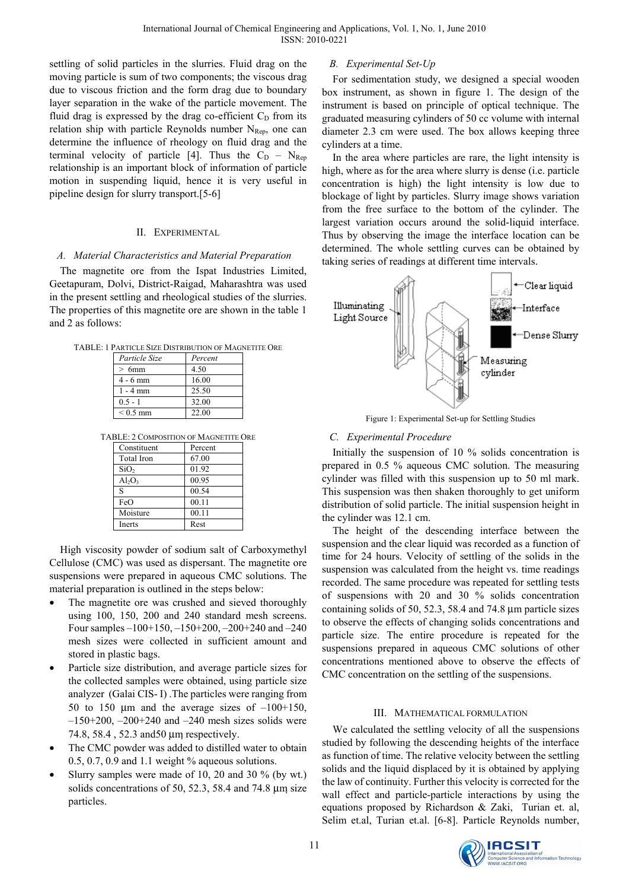settling of solid particles in the slurries. Fluid drag on the moving particle is sum of two components; the viscous drag due to viscous friction and the form drag due to boundary layer separation in the wake of the particle movement. The fluid drag is expressed by the drag co-efficient $C_D$ from its relation ship with particle Reynolds number $N_{Rep}$, one can determine the influence of rheology on fluid drag and the terminal velocity of particle [4]. Thus the $C_D$ – $N_{Rep}$ relationship is an important block of information of particle motion in suspending liquid, hence it is very useful in pipeline design for slurry transport.[5-6]

## II. Experimental

### A. Material Characteristics and Material Preparation

The magnetite ore from the Ispat Industries Limited, Geetapuram, Dolvi, District-Raigad, Maharashtra was used in the present settling and rheological studies of the slurries. The properties of this magnetite ore are shown in the table 1 and 2 as follows:

TABLE: 1 Particle Size Distribution of Magnetite Ore

| *Particle Size* | *Percent* |
|---|---|
| > 6mm | 4.50 |
| 4 - 6 mm | 16.00 |
| 1 - 4 mm | 25.50 |
| 0.5 - 1 | 32.00 |
| < 0.5 mm | 22.00 |

TABLE: 2 Composition of Magnetite Ore

| Constituent | Percent |
|---|---|
| Total Iron | 67.00 |
| $SiO_2$ | 01.92 |
| $Al_2O_3$ | 00.95 |
| S | 00.54 |
| FeO | 00.11 |
| Moisture | 00.11 |
| Inerts | Rest |

High viscosity powder of sodium salt of Carboxymethyl Cellulose (CMC) was used as dispersant. The magnetite ore suspensions were prepared in aqueous CMC solutions. The material preparation is outlined in the steps below:

- The magnetite ore was crushed and sieved thoroughly using 100, 150, 200 and 240 standard mesh screens. Four samples –100+150, –150+200, –200+240 and –240 mesh sizes were collected in sufficient amount and stored in plastic bags.
- Particle size distribution, and average particle sizes for the collected samples were obtained, using particle size analyzer (Galai CIS- I) .The particles were ranging from 50 to 150 μm and the average sizes of –100+150, –150+200, –200+240 and –240 mesh sizes solids were 74.8, 58.4 , 52.3 and50 μm respectively.
- The CMC powder was added to distilled water to obtain 0.5, 0.7, 0.9 and 1.1 weight % aqueous solutions.
- Slurry samples were made of 10, 20 and 30 % (by wt.) solids concentrations of 50, 52.3, 58.4 and 74.8 μm size particles.

### B. Experimental Set-Up

For sedimentation study, we designed a special wooden box instrument, as shown in figure 1. The design of the instrument is based on principle of optical technique. The graduated measuring cylinders of 50 cc volume with internal diameter 2.3 cm were used. The box allows keeping three cylinders at a time.

In the area where particles are rare, the light intensity is high, where as for the area where slurry is dense (i.e. particle concentration is high) the light intensity is low due to blockage of light by particles. Slurry image shows variation from the free surface to the bottom of the cylinder. The largest variation occurs around the solid-liquid interface. Thus by observing the image the interface location can be determined. The whole settling curves can be obtained by taking series of readings at different time intervals.

Figure 1: Experimental Set-up for Settling Studies

### C. Experimental Procedure

Initially the suspension of 10 % solids concentration is prepared in 0.5 % aqueous CMC solution. The measuring cylinder was filled with this suspension up to 50 ml mark. This suspension was then shaken thoroughly to get uniform distribution of solid particle. The initial suspension height in the cylinder was 12.1 cm.

The height of the descending interface between the suspension and the clear liquid was recorded as a function of time for 24 hours. Velocity of settling of the solids in the suspension was calculated from the height vs. time readings recorded. The same procedure was repeated for settling tests of suspensions with 20 and 30 % solids concentration containing solids of 50, 52.3, 58.4 and 74.8 μm particle sizes to observe the effects of changing solids concentrations and particle size. The entire procedure is repeated for the suspensions prepared in aqueous CMC solutions of other concentrations mentioned above to observe the effects of CMC concentration on the settling of the suspensions.

## III. Mathematical Formulation

We calculated the settling velocity of all the suspensions studied by following the descending heights of the interface as function of time. The relative velocity between the settling solids and the liquid displaced by it is obtained by applying the law of continuity. Further this velocity is corrected for the wall effect and particle-particle interactions by using the equations proposed by Richardson & Zaki, Turian et. al, Selim et.al, Turian et.al. [6-8]. Particle Reynolds number,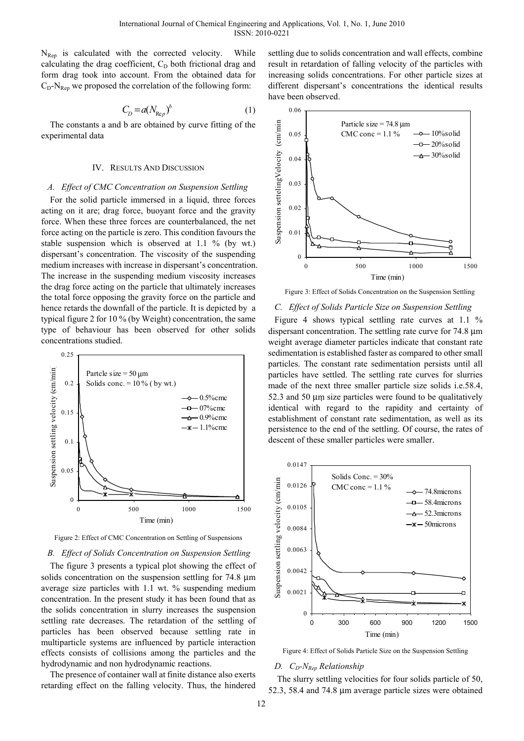$N_{Rep}$ is calculated with the corrected velocity. While calculating the drag coefficient, $C_D$ both frictional drag and form drag took into account. From the obtained data for $C_D$-$N_{Rep}$ we proposed the correlation of the following form:

$$C_D = a(N_{\mathrm{Re}p})^b \tag{1}$$

The constants a and b are obtained by curve fitting of the experimental data

## IV. Results And Discussion

### *A. Effect of CMC Concentration on Suspension Settling*

For the solid particle immersed in a liquid, three forces acting on it are; drag force, buoyant force and the gravity force. When these three forces are counterbalanced, the net force acting on the particle is zero. This condition favours the stable suspension which is observed at 1.1 % (by wt.) dispersant's concentration. The viscosity of the suspending medium increases with increase in dispersant's concentration. The increase in the suspending medium viscosity increases the drag force acting on the particle that ultimately increases the total force opposing the gravity force on the particle and hence retards the downfall of the particle. It is depicted by a typical figure 2 for 10 % (by Weight) concentration, the same type of behaviour has been observed for other solids concentrations studied.

Figure 2: Effect of CMC Concentration on Settling of Suspensions

### *B. Effect of Solids Concentration on Suspension Settling*

The figure 3 presents a typical plot showing the effect of solids concentration on the suspension settling for 74.8 μm average size particles with 1.1 wt. % suspending medium concentration. In the present study it has been found that as the solids concentration in slurry increases the suspension settling rate decreases. The retardation of the settling of particles has been observed because settling rate in multiparticle systems are influenced by particle interaction effects consists of collisions among the particles and the hydrodynamic and non hydrodynamic reactions.

The presence of container wall at finite distance also exerts retarding effect on the falling velocity. Thus, the hindered settling due to solids concentration and wall effects, combine result in retardation of falling velocity of the particles with increasing solids concentrations. For other particle sizes at different dispersant's concentrations the identical results have been observed.

Figure 3: Effect of Solids Concentration on the Suspension Settling

### *C. Effect of Solids Particle Size on Suspension Settling*

Figure 4 shows typical settling rate curves at 1.1 % dispersant concentration. The settling rate curve for 74.8 μm weight average diameter particles indicate that constant rate sedimentation is established faster as compared to other small particles. The constant rate sedimentation persists until all particles have settled. The settling rate curves for slurries made of the next three smaller particle size solids i.e.58.4, 52.3 and 50 μm size particles were found to be qualitatively identical with regard to the rapidity and certainty of establishment of constant rate sedimentation, as well as its persistence to the end of the settling. Of course, the rates of descent of these smaller particles were smaller.

Figure 4: Effect of Solids Particle Size on the Suspension Settling

### *D. $C_D$-$N_{Rep}$ Relationship*

The slurry settling velocities for four solids particle of 50, 52.3, 58.4 and 74.8 μm average particle sizes were obtained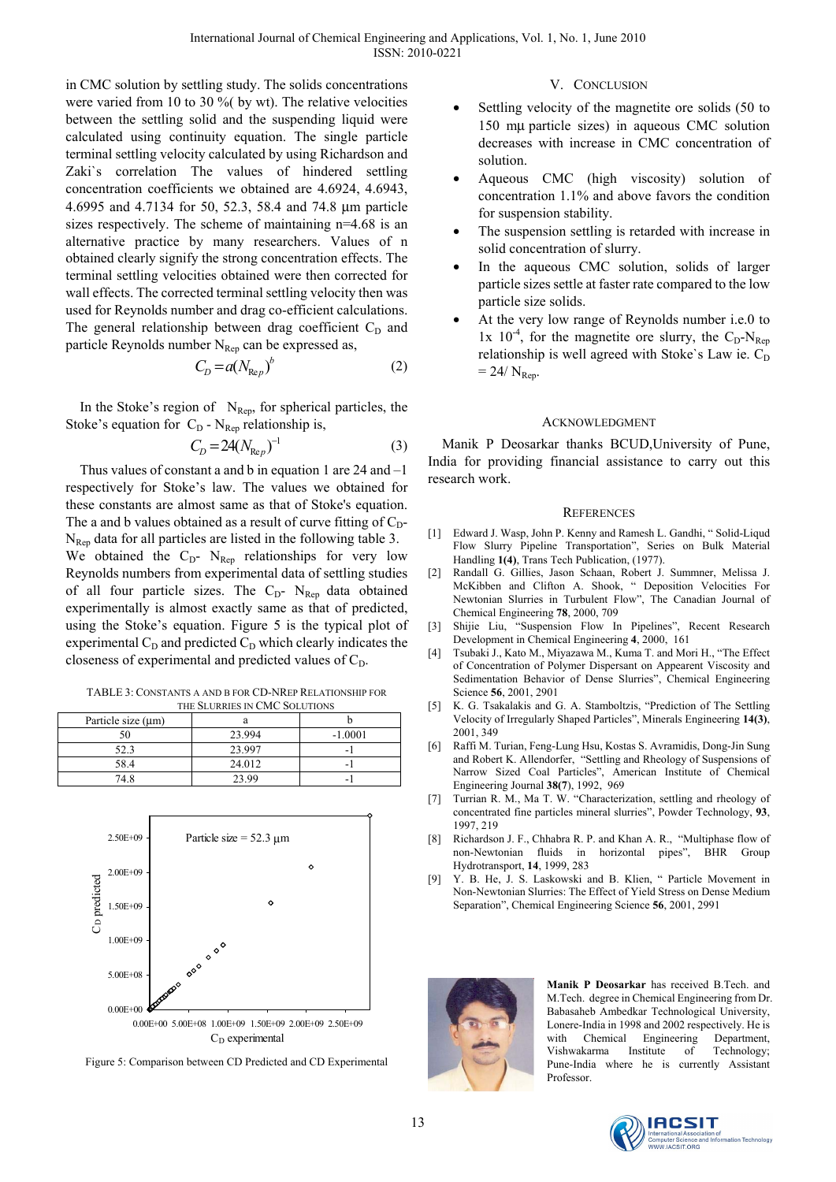in CMC solution by settling study. The solids concentrations were varied from 10 to 30 %( by wt). The relative velocities between the settling solid and the suspending liquid were calculated using continuity equation. The single particle terminal settling velocity calculated by using Richardson and Zaki`s correlation The values of hindered settling concentration coefficients we obtained are 4.6924, 4.6943, 4.6995 and 4.7134 for 50, 52.3, 58.4 and 74.8 µm particle sizes respectively. The scheme of maintaining n=4.68 is an alternative practice by many researchers. Values of n obtained clearly signify the strong concentration effects. The terminal settling velocities obtained were then corrected for wall effects. The corrected terminal settling velocity then was used for Reynolds number and drag co-efficient calculations. The general relationship between drag coefficient $C_D$ and particle Reynolds number $N_{Rep}$ can be expressed as,

$$C_D = a(N_{\mathrm{Re}p})^b \tag{2}$$

In the Stoke's region of $N_{Rep}$, for spherical particles, the Stoke's equation for $C_D$ - $N_{Rep}$ relationship is,

$$C_D = 24(N_{\mathrm{Re}p})^{-1} \tag{3}$$

Thus values of constant a and b in equation 1 are 24 and –1 respectively for Stoke's law. The values we obtained for these constants are almost same as that of Stoke's equation. The a and b values obtained as a result of curve fitting of $C_D$-$N_{Rep}$ data for all particles are listed in the following table 3. We obtained the $C_D$- $N_{Rep}$ relationships for very low Reynolds numbers from experimental data of settling studies of all four particle sizes. The $C_D$- $N_{Rep}$ data obtained experimentally is almost exactly same as that of predicted, using the Stoke's equation. Figure 5 is the typical plot of experimental $C_D$ and predicted $C_D$ which clearly indicates the closeness of experimental and predicted values of $C_D$.

TABLE 3: CONSTANTS A AND B FOR CD-NREP RELATIONSHIP FOR THE SLURRIES IN CMC SOLUTIONS

| Particle size (µm) | a | b |
|---|---|---|
| 50 | 23.994 | -1.0001 |
| 52.3 | 23.997 | -1 |
| 58.4 | 24.012 | -1 |
| 74.8 | 23.99 | -1 |

Figure 5: Comparison between CD Predicted and CD Experimental

## V. CONCLUSION

- Settling velocity of the magnetite ore solids (50 to 150 mµ particle sizes) in aqueous CMC solution decreases with increase in CMC concentration of solution.
- Aqueous CMC (high viscosity) solution of concentration 1.1% and above favors the condition for suspension stability.
- The suspension settling is retarded with increase in solid concentration of slurry.
- In the aqueous CMC solution, solids of larger particle sizes settle at faster rate compared to the low particle size solids.
- At the very low range of Reynolds number i.e.0 to 1x $10^{-4}$, for the magnetite ore slurry, the $C_D$-$N_{Rep}$ relationship is well agreed with Stoke`s Law ie. $C_D = 24/ N_{Rep}$.

## ACKNOWLEDGMENT

Manik P Deosarkar thanks BCUD,University of Pune, India for providing financial assistance to carry out this research work.

## REFERENCES

[1] Edward J. Wasp, John P. Kenny and Ramesh L. Gandhi, " Solid-Liqud Flow Slurry Pipeline Transportation", Series on Bulk Material Handling **1(4)**, Trans Tech Publication, (1977).

[2] Randall G. Gillies, Jason Schaan, Robert J. Summner, Melissa J. McKibben and Clifton A. Shook, " Deposition Velocities For Newtonian Slurries in Turbulent Flow", The Canadian Journal of Chemical Engineering **78**, 2000, 709

[3] Shijie Liu, "Suspension Flow In Pipelines", Recent Research Development in Chemical Engineering **4**, 2000, 161

[4] Tsubaki J., Kato M., Miyazawa M., Kuma T. and Mori H., "The Effect of Concentration of Polymer Dispersant on Appearent Viscosity and Sedimentation Behavior of Dense Slurries", Chemical Engineering Science **56**, 2001, 2901

[5] K. G. Tsakalakis and G. A. Stamboltzis, "Prediction of The Settling Velocity of Irregularly Shaped Particles", Minerals Engineering **14(3)**, 2001, 349

[6] Raffi M. Turian, Feng-Lung Hsu, Kostas S. Avramidis, Dong-Jin Sung and Robert K. Allendorfer, "Settling and Rheology of Suspensions of Narrow Sized Coal Particles", American Institute of Chemical Engineering Journal **38(7)**, 1992, 969

[7] Turrian R. M., Ma T. W. "Characterization, settling and rheology of concentrated fine particles mineral slurries", Powder Technology, **93**, 1997, 219

[8] Richardson J. F., Chhabra R. P. and Khan A. R., "Multiphase flow of non-Newtonian fluids in horizontal pipes", BHR Group Hydrotransport, **14**, 1999, 283

[9] Y. B. He, J. S. Laskowski and B. Klien, " Particle Movement in Non-Newtonian Slurries: The Effect of Yield Stress on Dense Medium Separation", Chemical Engineering Science **56**, 2001, 2991

**Manik P Deosarkar** has received B.Tech. and M.Tech. degree in Chemical Engineering from Dr. Babasaheb Ambedkar Technological University, Lonere-India in 1998 and 2002 respectively. He is with Chemical Engineering Department, Vishwakarma Institute of Technology; Pune-India where he is currently Assistant Professor.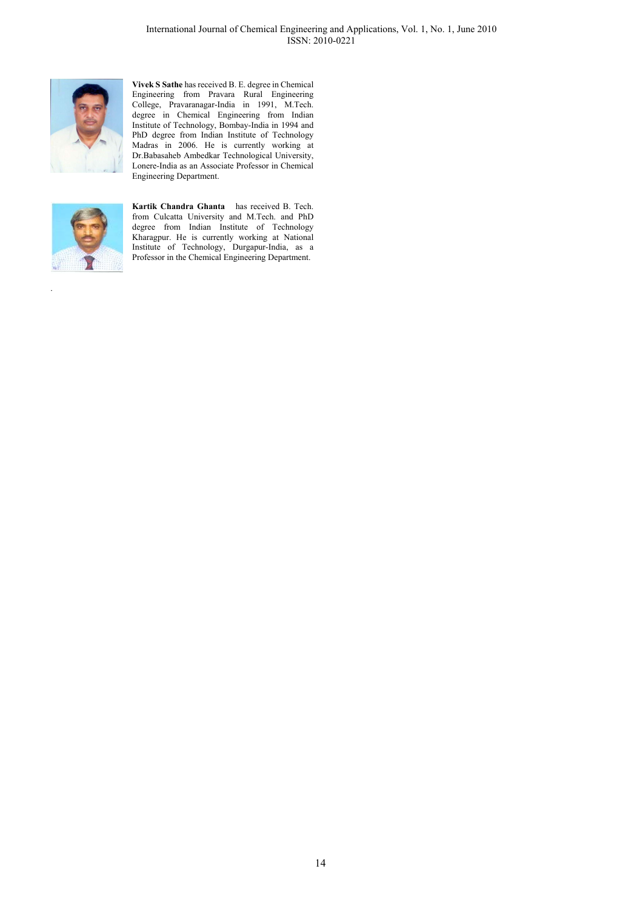**Vivek S Sathe** has received B. E. degree in Chemical Engineering from Pravara Rural Engineering College, Pravaranagar-India in 1991, M.Tech. degree in Chemical Engineering from Indian Institute of Technology, Bombay-India in 1994 and PhD degree from Indian Institute of Technology Madras in 2006. He is currently working at Dr.Babasaheb Ambedkar Technological University, Lonere-India as an Associate Professor in Chemical Engineering Department.

**Kartik Chandra Ghanta** has received B. Tech. from Culcatta University and M.Tech. and PhD degree from Indian Institute of Technology Kharagpur. He is currently working at National Institute of Technology, Durgapur-India, as a Professor in the Chemical Engineering Department.